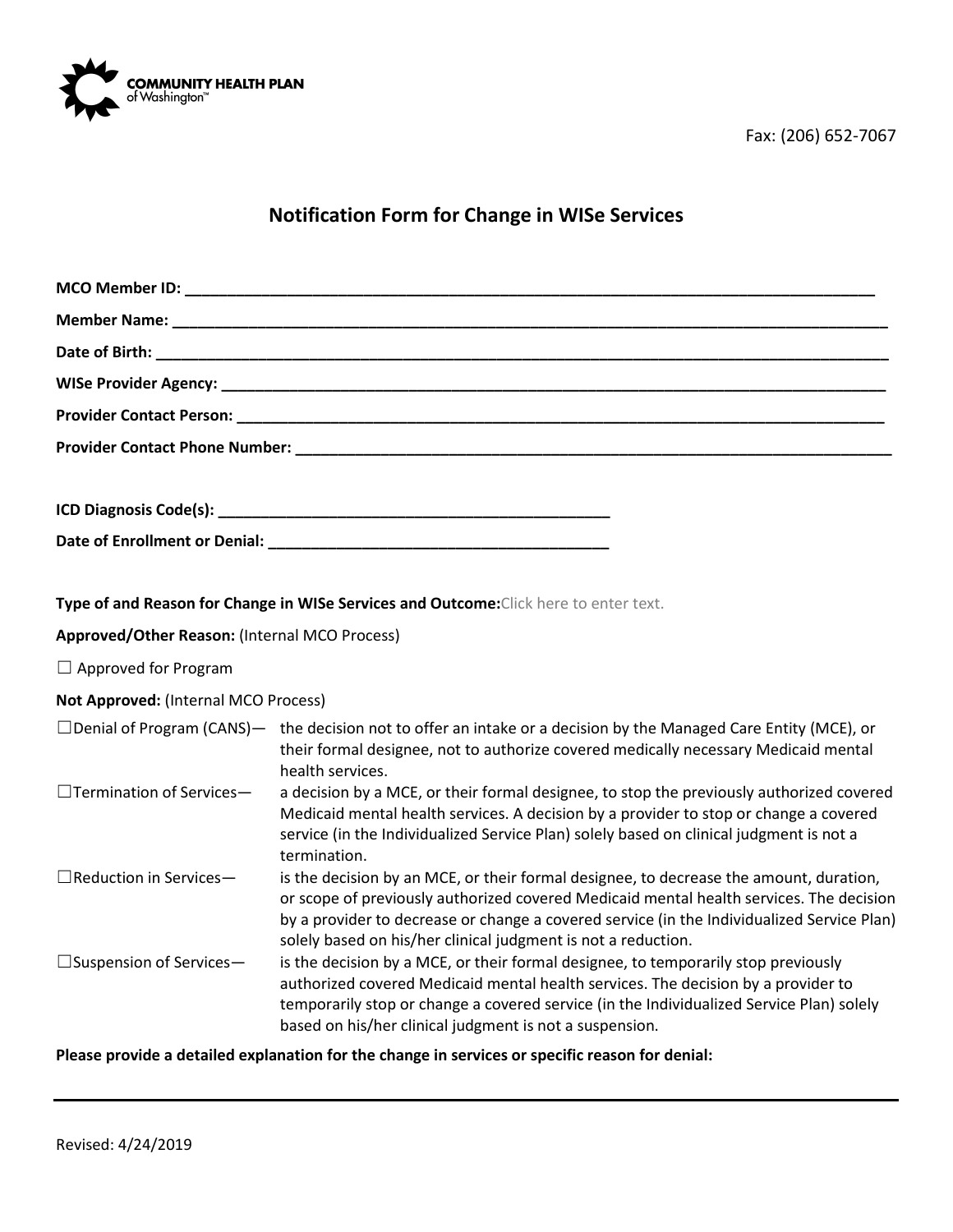COMMUNITY HEALTH PLAN of Washington™

Fax: (206) 652-7067

# Notification Form for Change in WISe Services

**MCO Member ID:** ______________________________________________

**Member Name:** ______________________________________________

**Date of Birth:** ______________________________________________

**WISe Provider Agency:** ______________________________________________

**Provider Contact Person:** ______________________________________________

**Provider Contact Phone Number:** ______________________________________________

**ICD Diagnosis Code(s):** ______________________________

**Date of Enrollment or Denial:** ______________________________

**Type of and Reason for Change in WISe Services and Outcome:** Click here to enter text.

**Approved/Other Reason:** (Internal MCO Process)

☐ Approved for Program

**Not Approved:** (Internal MCO Process)

| | |
|---|---|
| ☐Denial of Program (CANS)— | the decision not to offer an intake or a decision by the Managed Care Entity (MCE), or their formal designee, not to authorize covered medically necessary Medicaid mental health services. |
| ☐Termination of Services— | a decision by a MCE, or their formal designee, to stop the previously authorized covered Medicaid mental health services. A decision by a provider to stop or change a covered service (in the Individualized Service Plan) solely based on clinical judgment is not a termination. |
| ☐Reduction in Services— | is the decision by an MCE, or their formal designee, to decrease the amount, duration, or scope of previously authorized covered Medicaid mental health services. The decision by a provider to decrease or change a covered service (in the Individualized Service Plan) solely based on his/her clinical judgment is not a reduction. |
| ☐Suspension of Services— | is the decision by a MCE, or their formal designee, to temporarily stop previously authorized covered Medicaid mental health services. The decision by a provider to temporarily stop or change a covered service (in the Individualized Service Plan) solely based on his/her clinical judgment is not a suspension. |

**Please provide a detailed explanation for the change in services or specific reason for denial:**

Revised: 4/24/2019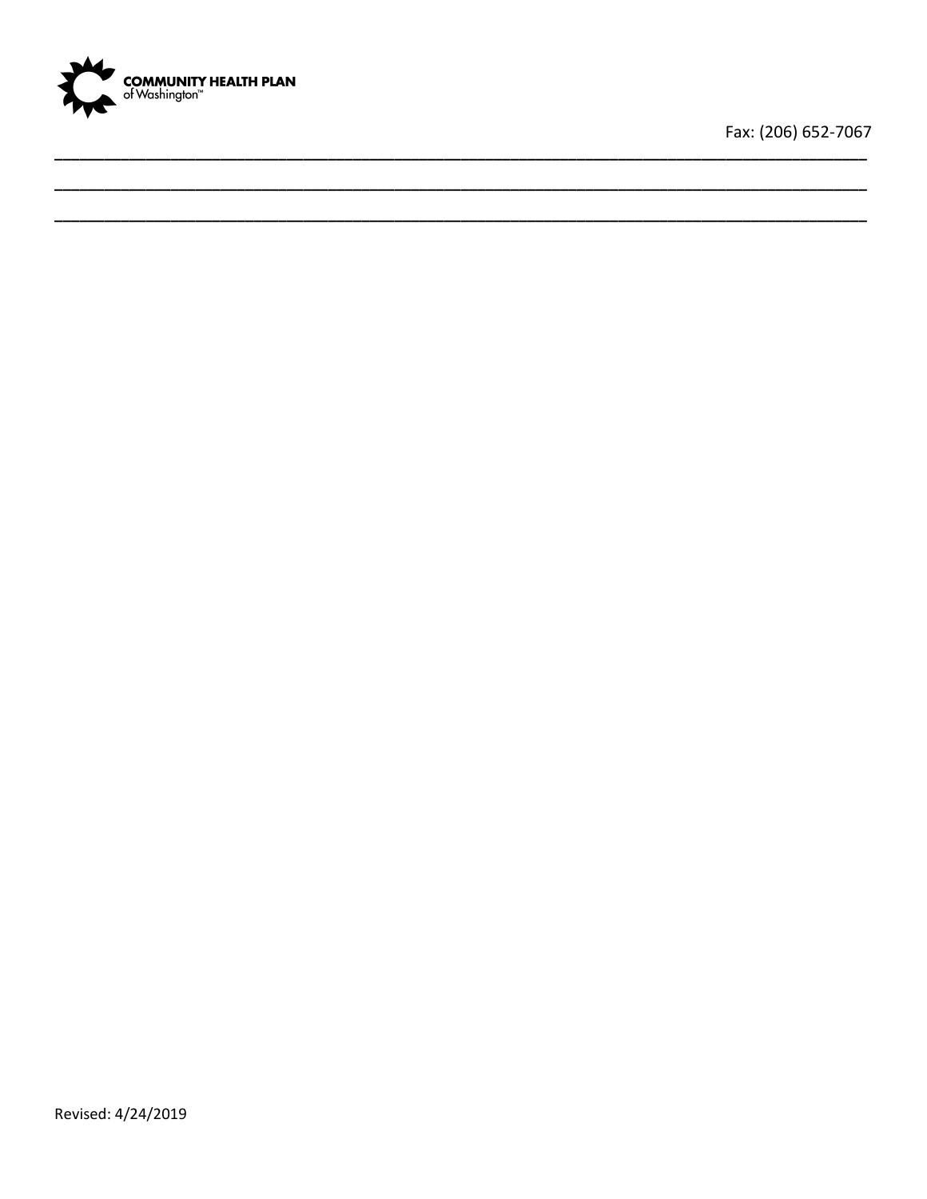**COMMUNITY HEALTH PLAN**
of Washington™

Fax: (206) 652-7067

_______________________________________________________________________________

_______________________________________________________________________________

_______________________________________________________________________________

Revised: 4/24/2019